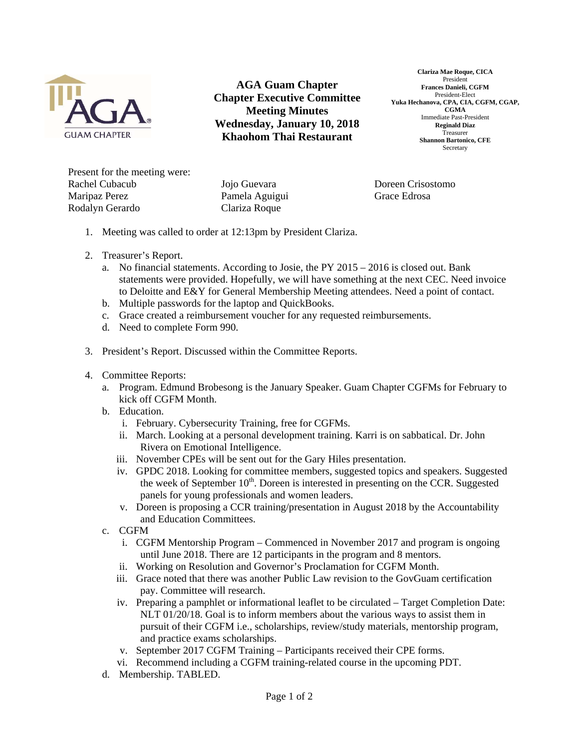# AGA Guam Chapter
## Chapter Executive Committee Meeting Minutes
### Wednesday, January 10, 2018
### Khaohom Thai Restaurant

**Clariza Mae Roque, CICA**
President
**Frances Danieli, CGFM**
President-Elect
**Yuka Hechanova, CPA, CIA, CGFM, CGAP, CGMA**
Immediate Past-President
**Reginald Diaz**
Treasurer
**Shannon Bartonico, CFE**
Secretary

Present for the meeting were:

| | | |
|---|---|---|
| Rachel Cubacub | Jojo Guevara | Doreen Crisostomo |
| Maripaz Perez | Pamela Aguigui | Grace Edrosa |
| Rodalyn Gerardo | Clariza Roque | |

1. Meeting was called to order at 12:13pm by President Clariza.

2. Treasurer's Report.
   a. No financial statements. According to Josie, the PY 2015 – 2016 is closed out. Bank statements were provided. Hopefully, we will have something at the next CEC. Need invoice to Deloitte and E&Y for General Membership Meeting attendees. Need a point of contact.
   b. Multiple passwords for the laptop and QuickBooks.
   c. Grace created a reimbursement voucher for any requested reimbursements.
   d. Need to complete Form 990.

3. President's Report. Discussed within the Committee Reports.

4. Committee Reports:
   a. Program. Edmund Brobesong is the January Speaker. Guam Chapter CGFMs for February to kick off CGFM Month.
   b. Education.
      i. February. Cybersecurity Training, free for CGFMs.
      ii. March. Looking at a personal development training. Karri is on sabbatical. Dr. John Rivera on Emotional Intelligence.
      iii. November CPEs will be sent out for the Gary Hiles presentation.
      iv. GPDC 2018. Looking for committee members, suggested topics and speakers. Suggested the week of September 10th. Doreen is interested in presenting on the CCR. Suggested panels for young professionals and women leaders.
      v. Doreen is proposing a CCR training/presentation in August 2018 by the Accountability and Education Committees.
   c. CGFM
      i. CGFM Mentorship Program – Commenced in November 2017 and program is ongoing until June 2018. There are 12 participants in the program and 8 mentors.
      ii. Working on Resolution and Governor's Proclamation for CGFM Month.
      iii. Grace noted that there was another Public Law revision to the GovGuam certification pay. Committee will research.
      iv. Preparing a pamphlet or informational leaflet to be circulated – Target Completion Date: NLT 01/20/18. Goal is to inform members about the various ways to assist them in pursuit of their CGFM i.e., scholarships, review/study materials, mentorship program, and practice exams scholarships.
      v. September 2017 CGFM Training – Participants received their CPE forms.
      vi. Recommend including a CGFM training-related course in the upcoming PDT.
   d. Membership. TABLED.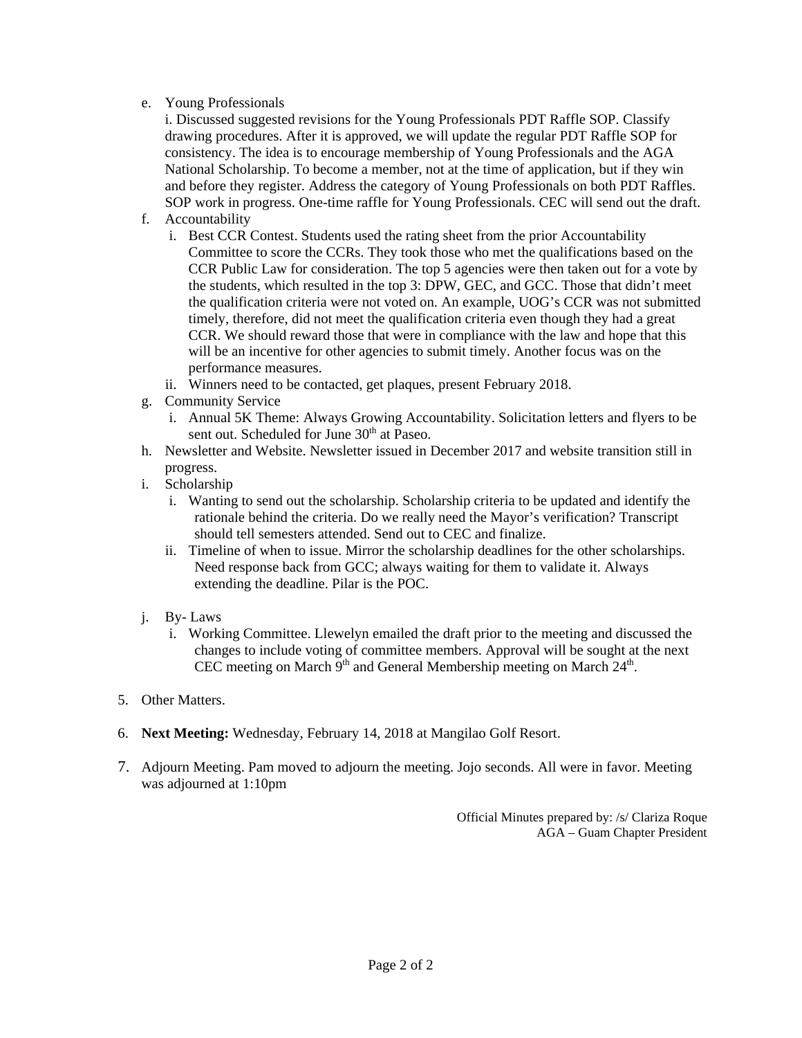e. Young Professionals

   i. Discussed suggested revisions for the Young Professionals PDT Raffle SOP. Classify drawing procedures. After it is approved, we will update the regular PDT Raffle SOP for consistency. The idea is to encourage membership of Young Professionals and the AGA National Scholarship. To become a member, not at the time of application, but if they win and before they register. Address the category of Young Professionals on both PDT Raffles. SOP work in progress. One-time raffle for Young Professionals. CEC will send out the draft.

f. Accountability

   i. Best CCR Contest. Students used the rating sheet from the prior Accountability Committee to score the CCRs. They took those who met the qualifications based on the CCR Public Law for consideration. The top 5 agencies were then taken out for a vote by the students, which resulted in the top 3: DPW, GEC, and GCC. Those that didn't meet the qualification criteria were not voted on. An example, UOG's CCR was not submitted timely, therefore, did not meet the qualification criteria even though they had a great CCR. We should reward those that were in compliance with the law and hope that this will be an incentive for other agencies to submit timely. Another focus was on the performance measures.
   
   ii. Winners need to be contacted, get plaques, present February 2018.

g. Community Service

   i. Annual 5K Theme: Always Growing Accountability. Solicitation letters and flyers to be sent out. Scheduled for June 30th at Paseo.

h. Newsletter and Website. Newsletter issued in December 2017 and website transition still in progress.

i. Scholarship

   i. Wanting to send out the scholarship. Scholarship criteria to be updated and identify the rationale behind the criteria. Do we really need the Mayor's verification? Transcript should tell semesters attended. Send out to CEC and finalize.
   
   ii. Timeline of when to issue. Mirror the scholarship deadlines for the other scholarships. Need response back from GCC; always waiting for them to validate it. Always extending the deadline. Pilar is the POC.

j. By- Laws

   i. Working Committee. Llewelyn emailed the draft prior to the meeting and discussed the changes to include voting of committee members. Approval will be sought at the next CEC meeting on March 9th and General Membership meeting on March 24th.

5. Other Matters.

6. **Next Meeting:** Wednesday, February 14, 2018 at Mangilao Golf Resort.

7. Adjourn Meeting. Pam moved to adjourn the meeting. Jojo seconds. All were in favor. Meeting was adjourned at 1:10pm

Official Minutes prepared by: /s/ Clariza Roque
AGA – Guam Chapter President